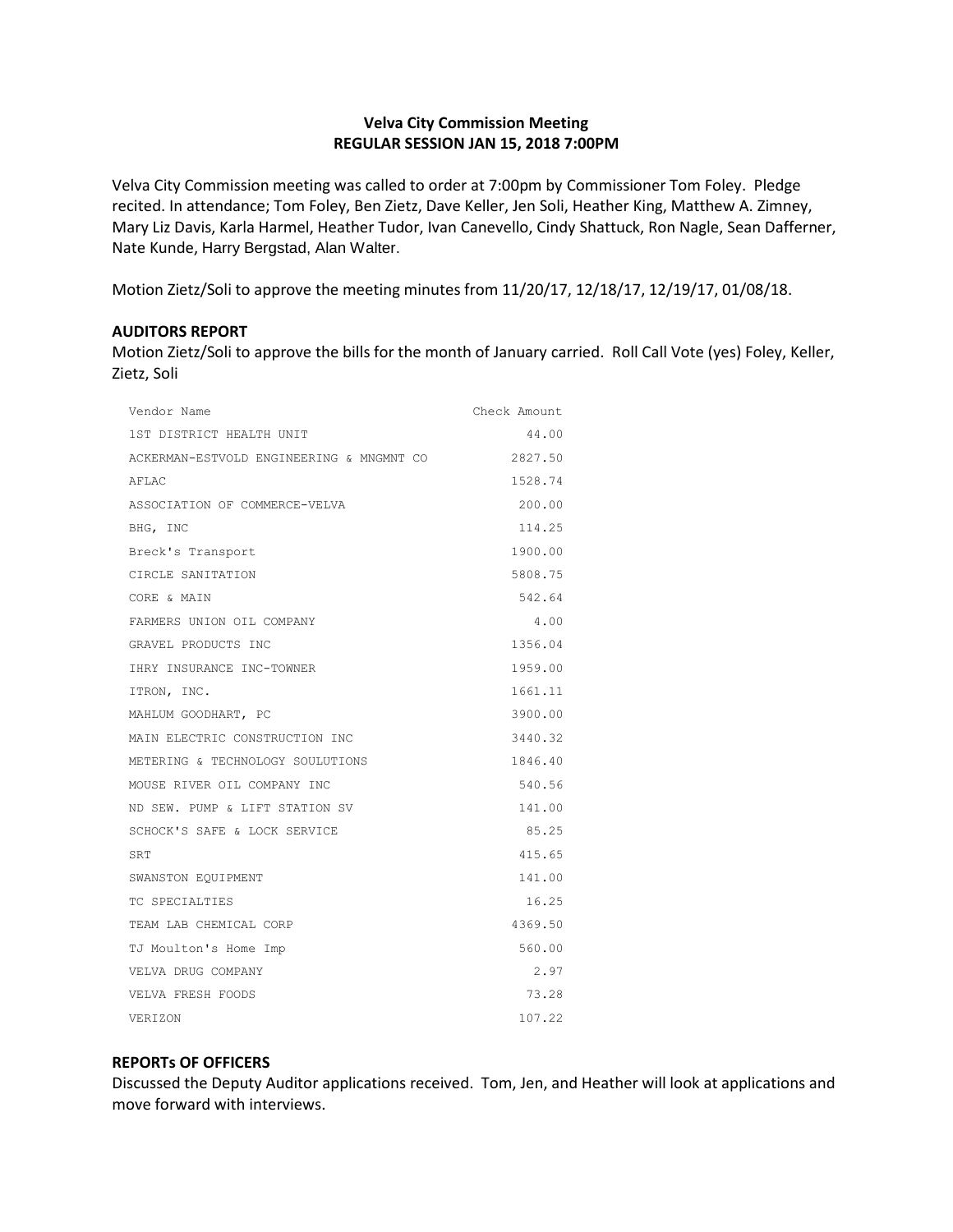# Velva City Commission Meeting
## REGULAR SESSION JAN 15, 2018 7:00PM

Velva City Commission meeting was called to order at 7:00pm by Commissioner Tom Foley. Pledge recited. In attendance; Tom Foley, Ben Zietz, Dave Keller, Jen Soli, Heather King, Matthew A. Zimney, Mary Liz Davis, Karla Harmel, Heather Tudor, Ivan Canevello, Cindy Shattuck, Ron Nagle, Sean Dafferner, Nate Kunde, Harry Bergstad, Alan Walter.

Motion Zietz/Soli to approve the meeting minutes from 11/20/17, 12/18/17, 12/19/17, 01/08/18.

### AUDITORS REPORT

Motion Zietz/Soli to approve the bills for the month of January carried. Roll Call Vote (yes) Foley, Keller, Zietz, Soli

| Vendor Name | Check Amount |
|---|---|
| 1ST DISTRICT HEALTH UNIT | 44.00 |
| ACKERMAN-ESTVOLD ENGINEERING & MNGMNT CO | 2827.50 |
| AFLAC | 1528.74 |
| ASSOCIATION OF COMMERCE-VELVA | 200.00 |
| BHG, INC | 114.25 |
| Breck's Transport | 1900.00 |
| CIRCLE SANITATION | 5808.75 |
| CORE & MAIN | 542.64 |
| FARMERS UNION OIL COMPANY | 4.00 |
| GRAVEL PRODUCTS INC | 1356.04 |
| IHRY INSURANCE INC-TOWNER | 1959.00 |
| ITRON, INC. | 1661.11 |
| MAHLUM GOODHART, PC | 3900.00 |
| MAIN ELECTRIC CONSTRUCTION INC | 3440.32 |
| METERING & TECHNOLOGY SOULUTIONS | 1846.40 |
| MOUSE RIVER OIL COMPANY INC | 540.56 |
| ND SEW. PUMP & LIFT STATION SV | 141.00 |
| SCHOCK'S SAFE & LOCK SERVICE | 85.25 |
| SRT | 415.65 |
| SWANSTON EQUIPMENT | 141.00 |
| TC SPECIALTIES | 16.25 |
| TEAM LAB CHEMICAL CORP | 4369.50 |
| TJ Moulton's Home Imp | 560.00 |
| VELVA DRUG COMPANY | 2.97 |
| VELVA FRESH FOODS | 73.28 |
| VERIZON | 107.22 |

### REPORTs OF OFFICERS

Discussed the Deputy Auditor applications received. Tom, Jen, and Heather will look at applications and move forward with interviews.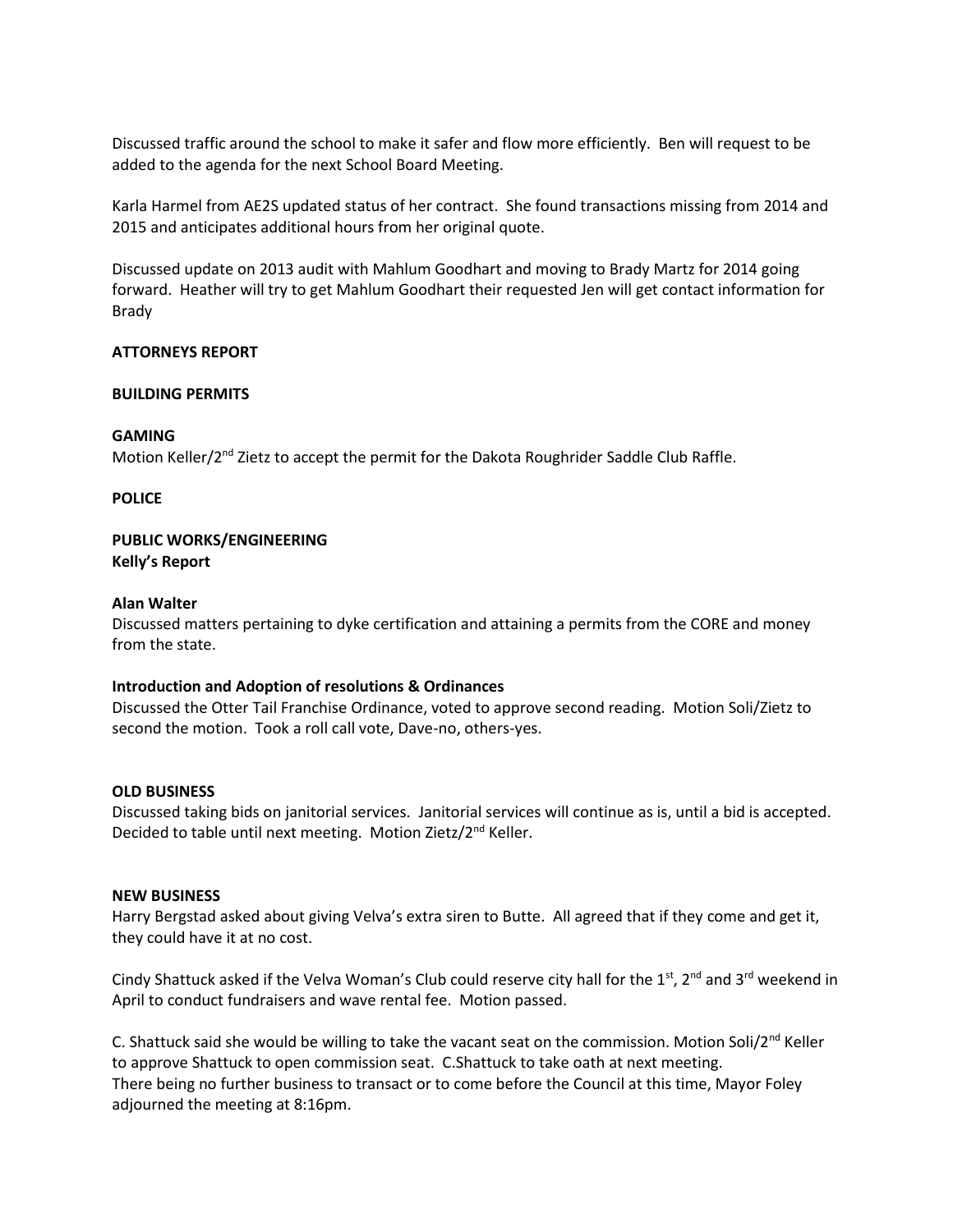Discussed traffic around the school to make it safer and flow more efficiently. Ben will request to be added to the agenda for the next School Board Meeting.

Karla Harmel from AE2S updated status of her contract. She found transactions missing from 2014 and 2015 and anticipates additional hours from her original quote.

Discussed update on 2013 audit with Mahlum Goodhart and moving to Brady Martz for 2014 going forward. Heather will try to get Mahlum Goodhart their requested Jen will get contact information for Brady

**ATTORNEYS REPORT**

**BUILDING PERMITS**

**GAMING**
Motion Keller/2nd Zietz to accept the permit for the Dakota Roughrider Saddle Club Raffle.

**POLICE**

**PUBLIC WORKS/ENGINEERING**
**Kelly's Report**

**Alan Walter**
Discussed matters pertaining to dyke certification and attaining a permits from the CORE and money from the state.

**Introduction and Adoption of resolutions & Ordinances**
Discussed the Otter Tail Franchise Ordinance, voted to approve second reading. Motion Soli/Zietz to second the motion. Took a roll call vote, Dave-no, others-yes.

**OLD BUSINESS**
Discussed taking bids on janitorial services. Janitorial services will continue as is, until a bid is accepted. Decided to table until next meeting. Motion Zietz/2nd Keller.

**NEW BUSINESS**
Harry Bergstad asked about giving Velva's extra siren to Butte. All agreed that if they come and get it, they could have it at no cost.

Cindy Shattuck asked if the Velva Woman's Club could reserve city hall for the 1st, 2nd and 3rd weekend in April to conduct fundraisers and wave rental fee. Motion passed.

C. Shattuck said she would be willing to take the vacant seat on the commission. Motion Soli/2nd Keller to approve Shattuck to open commission seat. C.Shattuck to take oath at next meeting.
There being no further business to transact or to come before the Council at this time, Mayor Foley adjourned the meeting at 8:16pm.